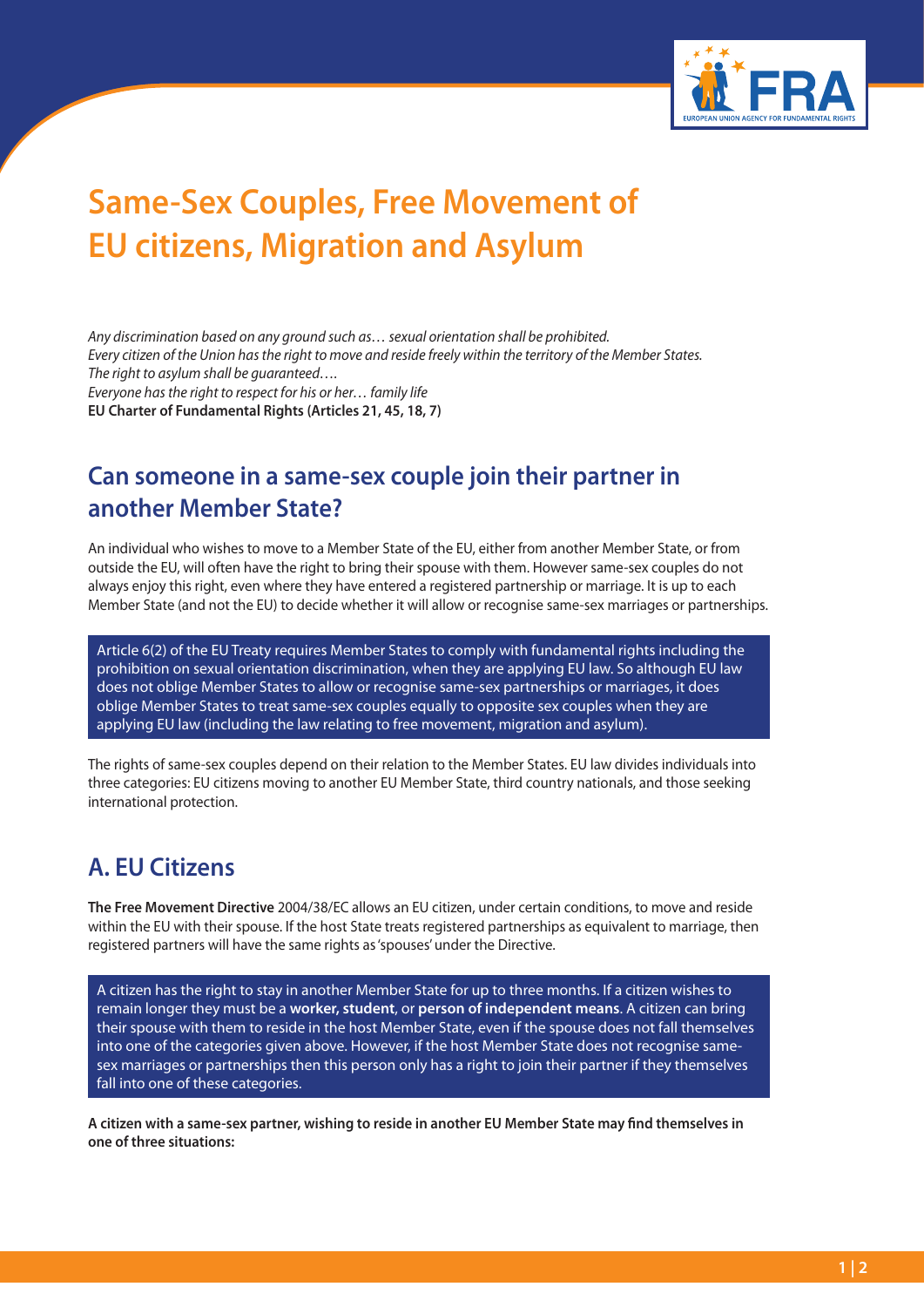# Same-Sex Couples, Free Movement of EU citizens, Migration and Asylum

*Any discrimination based on any ground such as… sexual orientation shall be prohibited.*
*Every citizen of the Union has the right to move and reside freely within the territory of the Member States.*
*The right to asylum shall be guaranteed….*
*Everyone has the right to respect for his or her… family life*
**EU Charter of Fundamental Rights (Articles 21, 45, 18, 7)**

## Can someone in a same-sex couple join their partner in another Member State?

An individual who wishes to move to a Member State of the EU, either from another Member State, or from outside the EU, will often have the right to bring their spouse with them. However same-sex couples do not always enjoy this right, even where they have entered a registered partnership or marriage. It is up to each Member State (and not the EU) to decide whether it will allow or recognise same-sex marriages or partnerships.

Article 6(2) of the EU Treaty requires Member States to comply with fundamental rights including the prohibition on sexual orientation discrimination, when they are applying EU law. So although EU law does not oblige Member States to allow or recognise same-sex partnerships or marriages, it does oblige Member States to treat same-sex couples equally to opposite sex couples when they are applying EU law (including the law relating to free movement, migration and asylum).

The rights of same-sex couples depend on their relation to the Member States. EU law divides individuals into three categories: EU citizens moving to another EU Member State, third country nationals, and those seeking international protection.

## A. EU Citizens

**The Free Movement Directive** 2004/38/EC allows an EU citizen, under certain conditions, to move and reside within the EU with their spouse. If the host State treats registered partnerships as equivalent to marriage, then registered partners will have the same rights as 'spouses' under the Directive.

A citizen has the right to stay in another Member State for up to three months. If a citizen wishes to remain longer they must be a **worker, student**, or **person of independent means**. A citizen can bring their spouse with them to reside in the host Member State, even if the spouse does not fall themselves into one of the categories given above. However, if the host Member State does not recognise same-sex marriages or partnerships then this person only has a right to join their partner if they themselves fall into one of these categories.

**A citizen with a same-sex partner, wishing to reside in another EU Member State may find themselves in one of three situations:**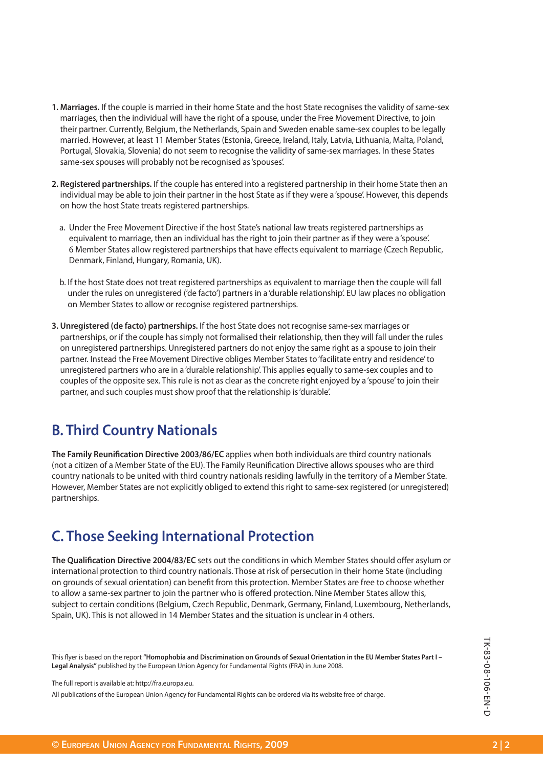1. **Marriages.** If the couple is married in their home State and the host State recognises the validity of same-sex marriages, then the individual will have the right of a spouse, under the Free Movement Directive, to join their partner. Currently, Belgium, the Netherlands, Spain and Sweden enable same-sex couples to be legally married. However, at least 11 Member States (Estonia, Greece, Ireland, Italy, Latvia, Lithuania, Malta, Poland, Portugal, Slovakia, Slovenia) do not seem to recognise the validity of same-sex marriages. In these States same-sex spouses will probably not be recognised as 'spouses'.

2. **Registered partnerships.** If the couple has entered into a registered partnership in their home State then an individual may be able to join their partner in the host State as if they were a 'spouse'. However, this depends on how the host State treats registered partnerships.

   a. Under the Free Movement Directive if the host State's national law treats registered partnerships as equivalent to marriage, then an individual has the right to join their partner as if they were a 'spouse'. 6 Member States allow registered partnerships that have effects equivalent to marriage (Czech Republic, Denmark, Finland, Hungary, Romania, UK).

   b. If the host State does not treat registered partnerships as equivalent to marriage then the couple will fall under the rules on unregistered ('de facto') partners in a 'durable relationship'. EU law places no obligation on Member States to allow or recognise registered partnerships.

3. **Unregistered (de facto) partnerships.** If the host State does not recognise same-sex marriages or partnerships, or if the couple has simply not formalised their relationship, then they will fall under the rules on unregistered partnerships. Unregistered partners do not enjoy the same right as a spouse to join their partner. Instead the Free Movement Directive obliges Member States to 'facilitate entry and residence' to unregistered partners who are in a 'durable relationship'. This applies equally to same-sex couples and to couples of the opposite sex. This rule is not as clear as the concrete right enjoyed by a 'spouse' to join their partner, and such couples must show proof that the relationship is 'durable'.

## B. Third Country Nationals

**The Family Reunification Directive 2003/86/EC** applies when both individuals are third country nationals (not a citizen of a Member State of the EU). The Family Reunification Directive allows spouses who are third country nationals to be united with third country nationals residing lawfully in the territory of a Member State. However, Member States are not explicitly obliged to extend this right to same-sex registered (or unregistered) partnerships.

## C. Those Seeking International Protection

**The Qualification Directive 2004/83/EC** sets out the conditions in which Member States should offer asylum or international protection to third country nationals. Those at risk of persecution in their home State (including on grounds of sexual orientation) can benefit from this protection. Member States are free to choose whether to allow a same-sex partner to join the partner who is offered protection. Nine Member States allow this, subject to certain conditions (Belgium, Czech Republic, Denmark, Germany, Finland, Luxembourg, Netherlands, Spain, UK). This is not allowed in 14 Member States and the situation is unclear in 4 others.

---

This flyer is based on the report **"Homophobia and Discrimination on Grounds of Sexual Orientation in the EU Member States Part I – Legal Analysis"** published by the European Union Agency for Fundamental Rights (FRA) in June 2008.

The full report is available at: http://fra.europa.eu.

All publications of the European Union Agency for Fundamental Rights can be ordered via its website free of charge.

TK-83-08-106-EN-D

© European Union Agency for Fundamental Rights, 2009